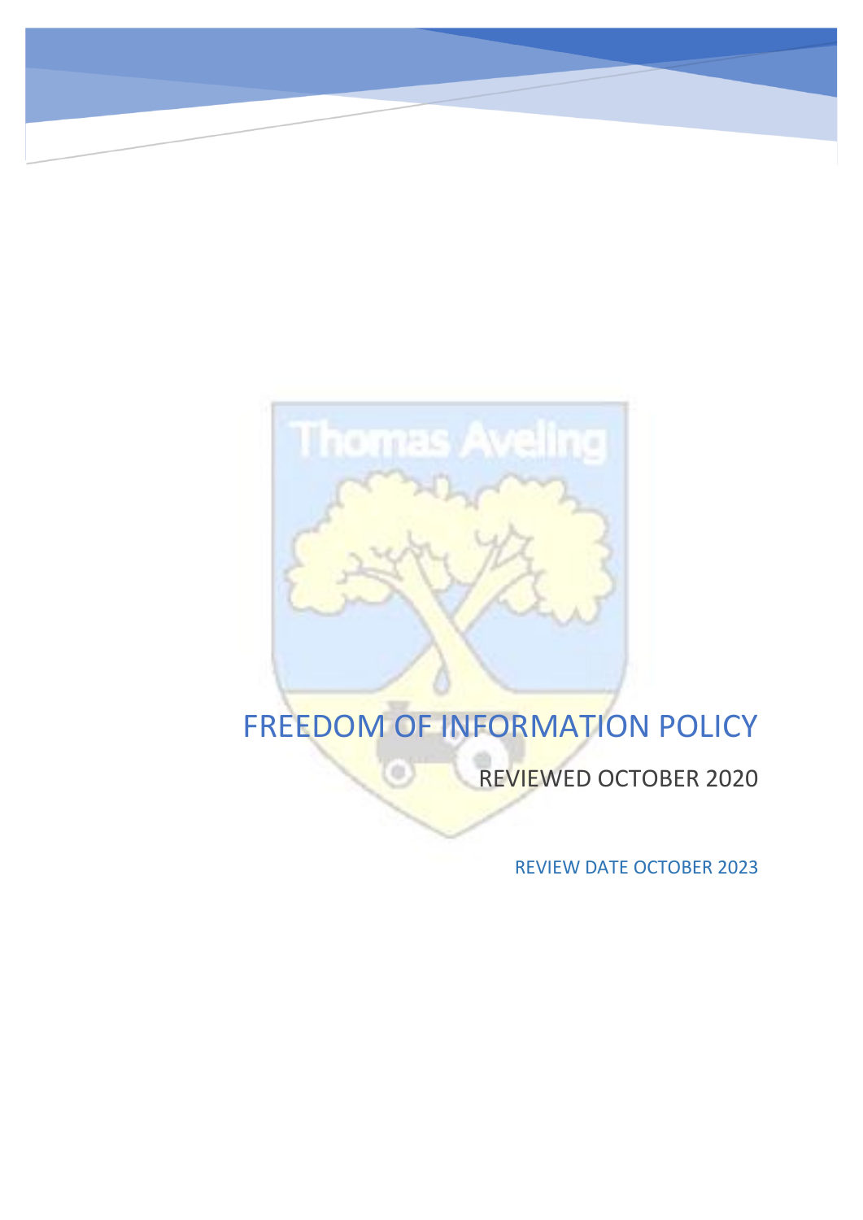# FREEDOM OF INFORMATION POLICY

REVIEWED OCTOBER 2020

REVIEW DATE OCTOBER 2023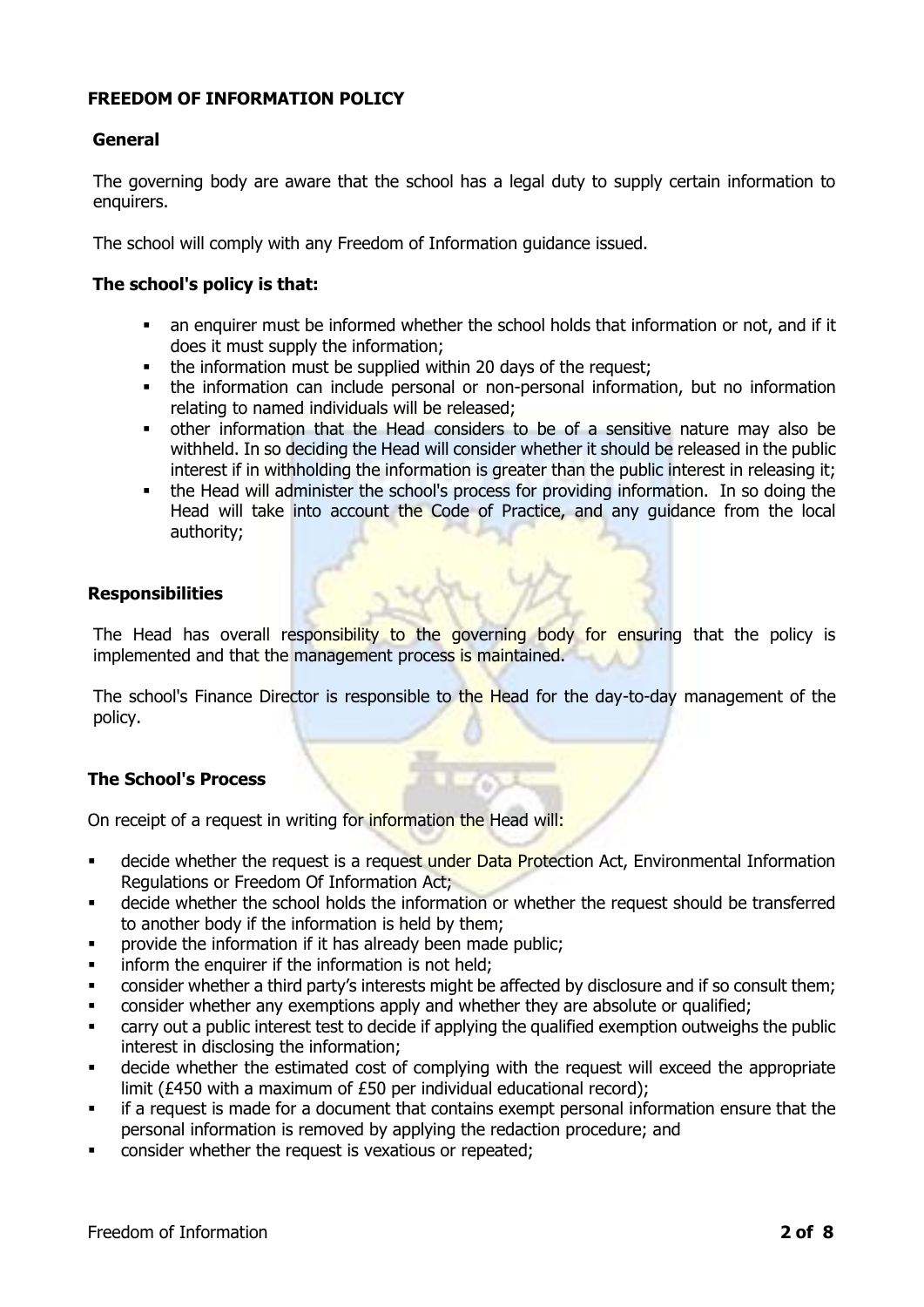**FREEDOM OF INFORMATION POLICY**

**General**

The governing body are aware that the school has a legal duty to supply certain information to enquirers.

The school will comply with any Freedom of Information guidance issued.

**The school's policy is that:**

- an enquirer must be informed whether the school holds that information or not, and if it does it must supply the information;
- the information must be supplied within 20 days of the request;
- the information can include personal or non-personal information, but no information relating to named individuals will be released;
- other information that the Head considers to be of a sensitive nature may also be withheld. In so deciding the Head will consider whether it should be released in the public interest if in withholding the information is greater than the public interest in releasing it;
- the Head will administer the school's process for providing information. In so doing the Head will take into account the Code of Practice, and any guidance from the local authority;

**Responsibilities**

The Head has overall responsibility to the governing body for ensuring that the policy is implemented and that the management process is maintained.

The school's Finance Director is responsible to the Head for the day-to-day management of the policy.

**The School's Process**

On receipt of a request in writing for information the Head will:

- decide whether the request is a request under Data Protection Act, Environmental Information Regulations or Freedom Of Information Act;
- decide whether the school holds the information or whether the request should be transferred to another body if the information is held by them;
- provide the information if it has already been made public;
- inform the enquirer if the information is not held;
- consider whether a third party's interests might be affected by disclosure and if so consult them;
- consider whether any exemptions apply and whether they are absolute or qualified;
- carry out a public interest test to decide if applying the qualified exemption outweighs the public interest in disclosing the information;
- decide whether the estimated cost of complying with the request will exceed the appropriate limit (£450 with a maximum of £50 per individual educational record);
- if a request is made for a document that contains exempt personal information ensure that the personal information is removed by applying the redaction procedure; and
- consider whether the request is vexatious or repeated;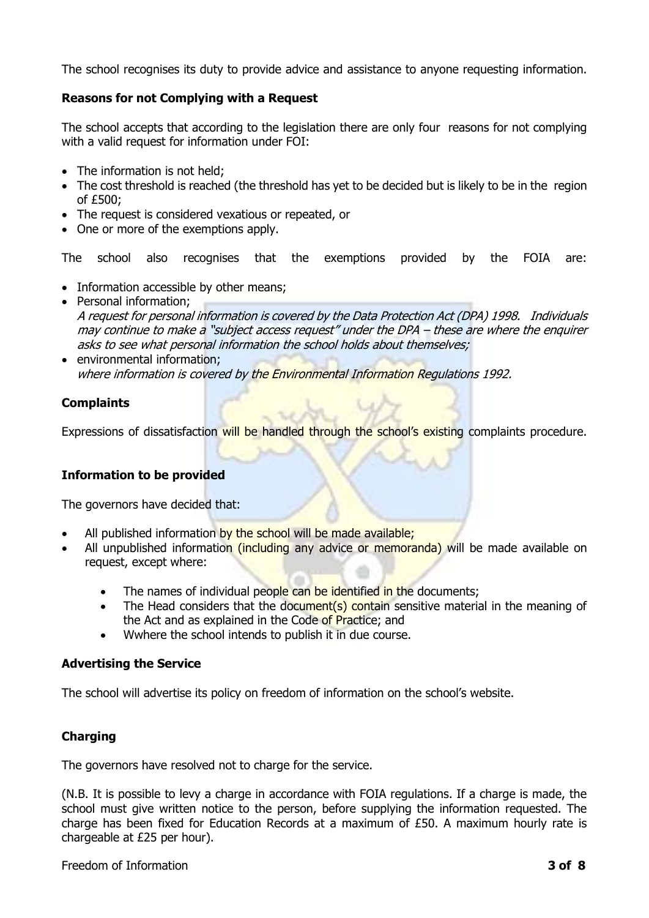The school recognises its duty to provide advice and assistance to anyone requesting information.

**Reasons for not Complying with a Request**

The school accepts that according to the legislation there are only four reasons for not complying with a valid request for information under FOI:

- The information is not held;
- The cost threshold is reached (the threshold has yet to be decided but is likely to be in the region of £500;
- The request is considered vexatious or repeated, or
- One or more of the exemptions apply.

The school also recognises that the exemptions provided by the FOIA are:

- Information accessible by other means;
- Personal information;
  *A request for personal information is covered by the Data Protection Act (DPA) 1998. Individuals may continue to make a "subject access request" under the DPA – these are where the enquirer asks to see what personal information the school holds about themselves;*
- environmental information;
  *where information is covered by the Environmental Information Regulations 1992.*

**Complaints**

Expressions of dissatisfaction will be handled through the school's existing complaints procedure.

**Information to be provided**

The governors have decided that:

- All published information by the school will be made available;
- All unpublished information (including any advice or memoranda) will be made available on request, except where:
  - The names of individual people can be identified in the documents;
  - The Head considers that the document(s) contain sensitive material in the meaning of the Act and as explained in the Code of Practice; and
  - Wwhere the school intends to publish it in due course.

**Advertising the Service**

The school will advertise its policy on freedom of information on the school's website.

**Charging**

The governors have resolved not to charge for the service.

(N.B. It is possible to levy a charge in accordance with FOIA regulations. If a charge is made, the school must give written notice to the person, before supplying the information requested. The charge has been fixed for Education Records at a maximum of £50. A maximum hourly rate is chargeable at £25 per hour).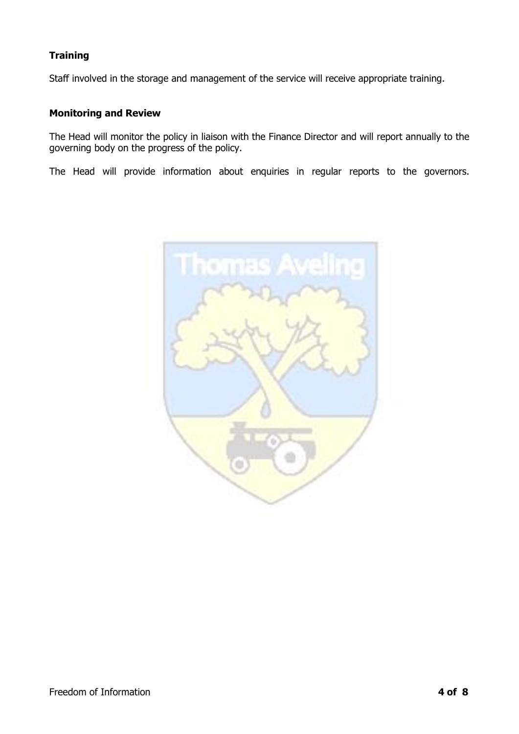**Training**

Staff involved in the storage and management of the service will receive appropriate training.

**Monitoring and Review**

The Head will monitor the policy in liaison with the Finance Director and will report annually to the governing body on the progress of the policy.

The Head will provide information about enquiries in regular reports to the governors.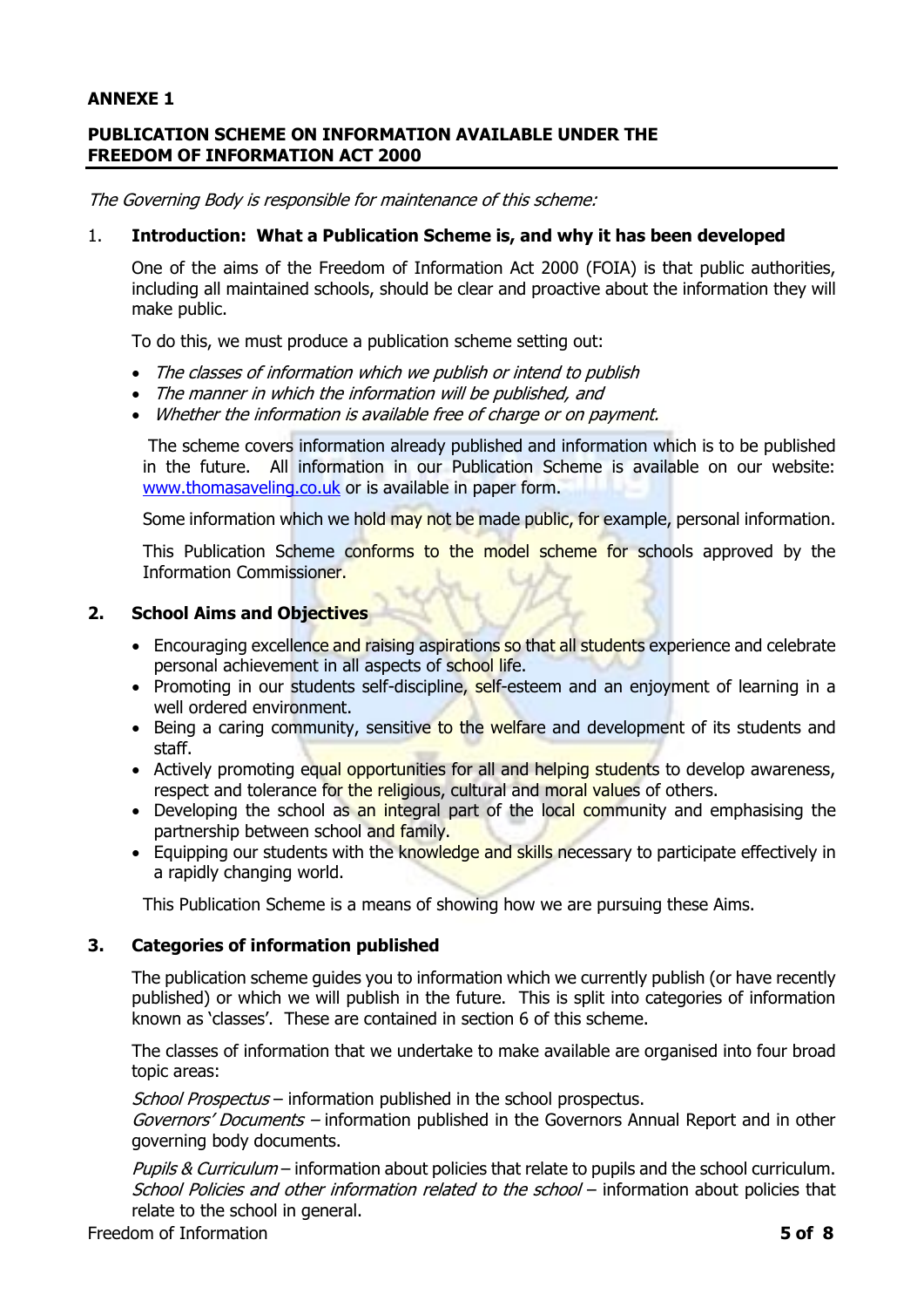**ANNEXE 1**

## PUBLICATION SCHEME ON INFORMATION AVAILABLE UNDER THE FREEDOM OF INFORMATION ACT 2000

*The Governing Body is responsible for maintenance of this scheme:*

### 1. Introduction: What a Publication Scheme is, and why it has been developed

One of the aims of the Freedom of Information Act 2000 (FOIA) is that public authorities, including all maintained schools, should be clear and proactive about the information they will make public.

To do this, we must produce a publication scheme setting out:

- *The classes of information which we publish or intend to publish*
- *The manner in which the information will be published, and*
- *Whether the information is available free of charge or on payment.*

The scheme covers information already published and information which is to be published in the future. All information in our Publication Scheme is available on our website: [www.thomasaveling.co.uk](www.thomasaveling.co.uk) or is available in paper form.

Some information which we hold may not be made public, for example, personal information.

This Publication Scheme conforms to the model scheme for schools approved by the Information Commissioner.

### 2. School Aims and Objectives

- Encouraging excellence and raising aspirations so that all students experience and celebrate personal achievement in all aspects of school life.
- Promoting in our students self-discipline, self-esteem and an enjoyment of learning in a well ordered environment.
- Being a caring community, sensitive to the welfare and development of its students and staff.
- Actively promoting equal opportunities for all and helping students to develop awareness, respect and tolerance for the religious, cultural and moral values of others.
- Developing the school as an integral part of the local community and emphasising the partnership between school and family.
- Equipping our students with the knowledge and skills necessary to participate effectively in a rapidly changing world.

This Publication Scheme is a means of showing how we are pursuing these Aims.

### 3. Categories of information published

The publication scheme guides you to information which we currently publish (or have recently published) or which we will publish in the future. This is split into categories of information known as 'classes'. These are contained in section 6 of this scheme.

The classes of information that we undertake to make available are organised into four broad topic areas:

*School Prospectus* – information published in the school prospectus.
*Governors' Documents* – information published in the Governors Annual Report and in other governing body documents.

*Pupils & Curriculum* – information about policies that relate to pupils and the school curriculum.
*School Policies and other information related to the school* – information about policies that relate to the school in general.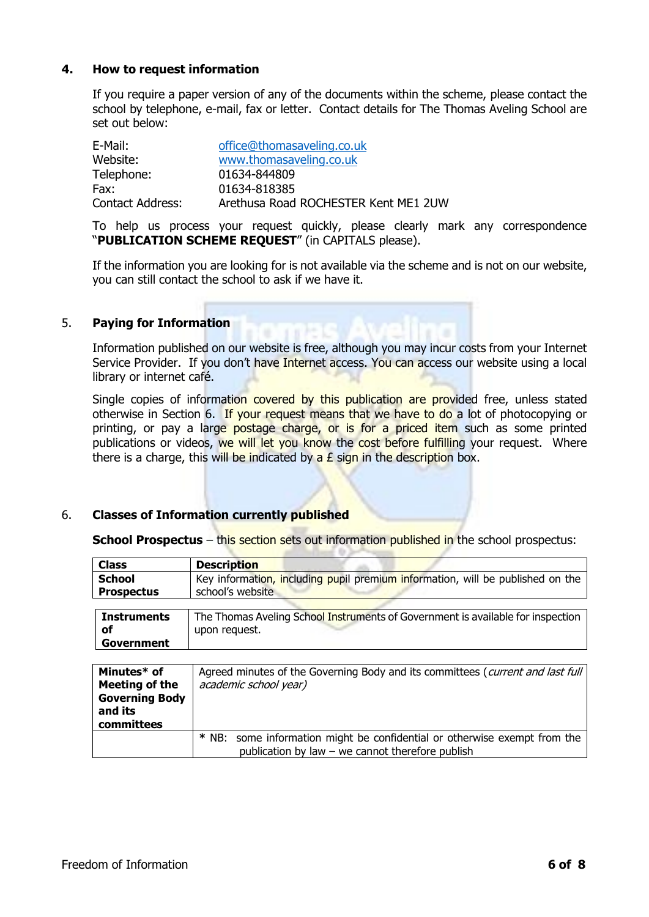## 4. How to request information

If you require a paper version of any of the documents within the scheme, please contact the school by telephone, e-mail, fax or letter. Contact details for The Thomas Aveling School are set out below:

| | |
|---|---|
| E-Mail: | office@thomasaveling.co.uk |
| Website: | www.thomasaveling.co.uk |
| Telephone: | 01634-844809 |
| Fax: | 01634-818385 |
| Contact Address: | Arethusa Road ROCHESTER Kent ME1 2UW |

To help us process your request quickly, please clearly mark any correspondence "**PUBLICATION SCHEME REQUEST**" (in CAPITALS please).

If the information you are looking for is not available via the scheme and is not on our website, you can still contact the school to ask if we have it.

## 5. Paying for Information

Information published on our website is free, although you may incur costs from your Internet Service Provider. If you don't have Internet access. You can access our website using a local library or internet café.

Single copies of information covered by this publication are provided free, unless stated otherwise in Section 6. If your request means that we have to do a lot of photocopying or printing, or pay a large postage charge, or is for a priced item such as some printed publications or videos, we will let you know the cost before fulfilling your request. Where there is a charge, this will be indicated by a £ sign in the description box.

## 6. Classes of Information currently published

**School Prospectus** – this section sets out information published in the school prospectus:

| Class | Description |
|---|---|
| **School Prospectus** | Key information, including pupil premium information, will be published on the school's website |

| | |
|---|---|
| **Instruments of Government** | The Thomas Aveling School Instruments of Government is available for inspection upon request. |

| | |
|---|---|
| **Minutes* of Meeting of the Governing Body and its committees** | Agreed minutes of the Governing Body and its committees (*current and last full academic school year*) |
| | * NB: some information might be confidential or otherwise exempt from the publication by law – we cannot therefore publish |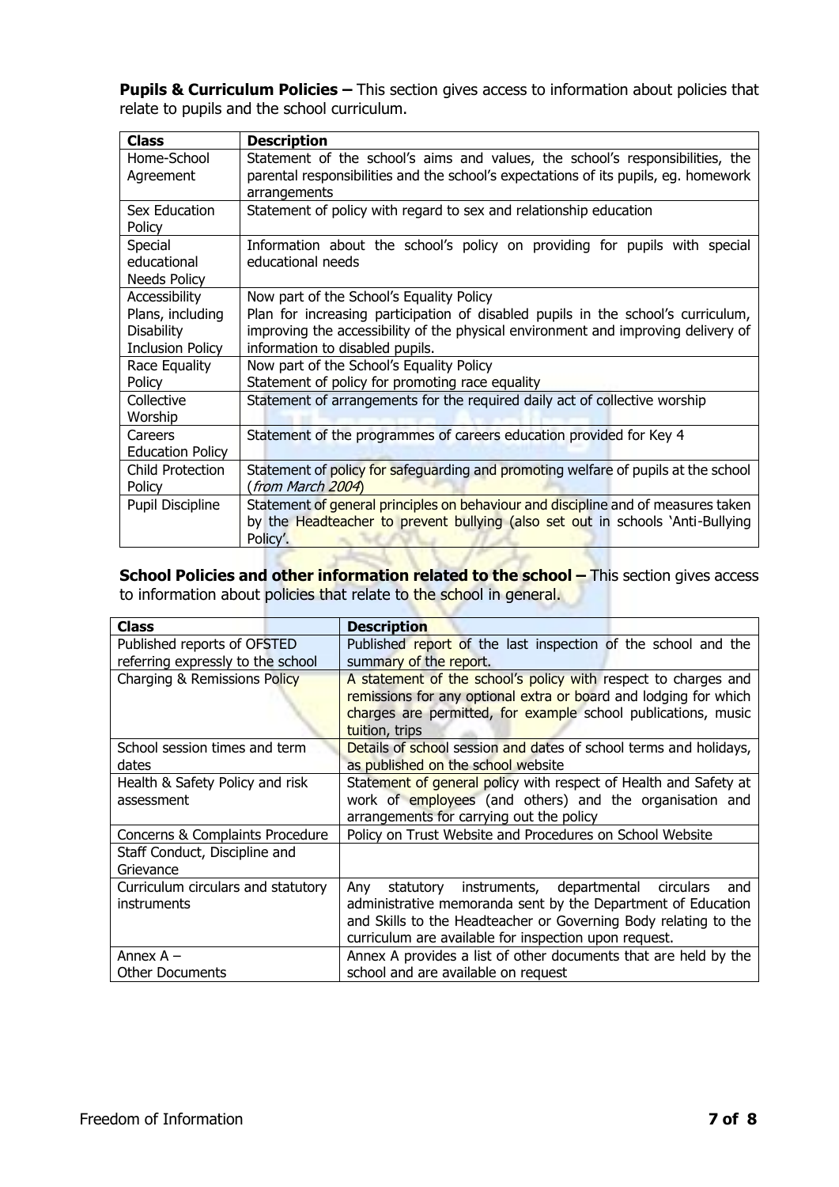**Pupils & Curriculum Policies –** This section gives access to information about policies that relate to pupils and the school curriculum.

| Class | Description |
| --- | --- |
| Home-School Agreement | Statement of the school's aims and values, the school's responsibilities, the parental responsibilities and the school's expectations of its pupils, eg. homework arrangements |
| Sex Education Policy | Statement of policy with regard to sex and relationship education |
| Special educational Needs Policy | Information about the school's policy on providing for pupils with special educational needs |
| Accessibility Plans, including Disability Inclusion Policy | Now part of the School's Equality Policy<br>Plan for increasing participation of disabled pupils in the school's curriculum, improving the accessibility of the physical environment and improving delivery of information to disabled pupils. |
| Race Equality Policy | Now part of the School's Equality Policy<br>Statement of policy for promoting race equality |
| Collective Worship | Statement of arrangements for the required daily act of collective worship |
| Careers Education Policy | Statement of the programmes of careers education provided for Key 4 |
| Child Protection Policy | Statement of policy for safeguarding and promoting welfare of pupils at the school (*from March 2004*) |
| Pupil Discipline | Statement of general principles on behaviour and discipline and of measures taken by the Headteacher to prevent bullying (also set out in schools 'Anti-Bullying Policy'. |

**School Policies and other information related to the school –** This section gives access to information about policies that relate to the school in general.

| Class | Description |
| --- | --- |
| Published reports of OFSTED referring expressly to the school | Published report of the last inspection of the school and the summary of the report. |
| Charging & Remissions Policy | A statement of the school's policy with respect to charges and remissions for any optional extra or board and lodging for which charges are permitted, for example school publications, music tuition, trips |
| School session times and term dates | Details of school session and dates of school terms and holidays, as published on the school website |
| Health & Safety Policy and risk assessment | Statement of general policy with respect of Health and Safety at work of employees (and others) and the organisation and arrangements for carrying out the policy |
| Concerns & Complaints Procedure | Policy on Trust Website and Procedures on School Website |
| Staff Conduct, Discipline and Grievance | |
| Curriculum circulars and statutory instruments | Any statutory instruments, departmental circulars and administrative memoranda sent by the Department of Education and Skills to the Headteacher or Governing Body relating to the curriculum are available for inspection upon request. |
| Annex A – Other Documents | Annex A provides a list of other documents that are held by the school and are available on request |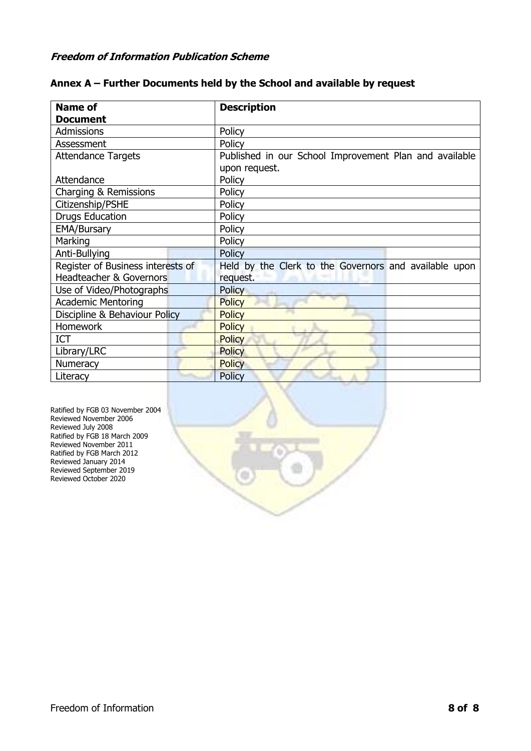***Freedom of Information Publication Scheme***

## Annex A – Further Documents held by the School and available by request

| Name of Document | Description |
|---|---|
| Admissions | Policy |
| Assessment | Policy |
| Attendance Targets | Published in our School Improvement Plan and available upon request. |
| Attendance | Policy |
| Charging & Remissions | Policy |
| Citizenship/PSHE | Policy |
| Drugs Education | Policy |
| EMA/Bursary | Policy |
| Marking | Policy |
| Anti-Bullying | Policy |
| Register of Business interests of Headteacher & Governors | Held by the Clerk to the Governors and available upon request. |
| Use of Video/Photographs | Policy |
| Academic Mentoring | Policy |
| Discipline & Behaviour Policy | Policy |
| Homework | Policy |
| ICT | Policy |
| Library/LRC | Policy |
| Numeracy | Policy |
| Literacy | Policy |

Ratified by FGB 03 November 2004
Reviewed November 2006
Reviewed July 2008
Ratified by FGB 18 March 2009
Reviewed November 2011
Ratified by FGB March 2012
Reviewed January 2014
Reviewed September 2019
Reviewed October 2020